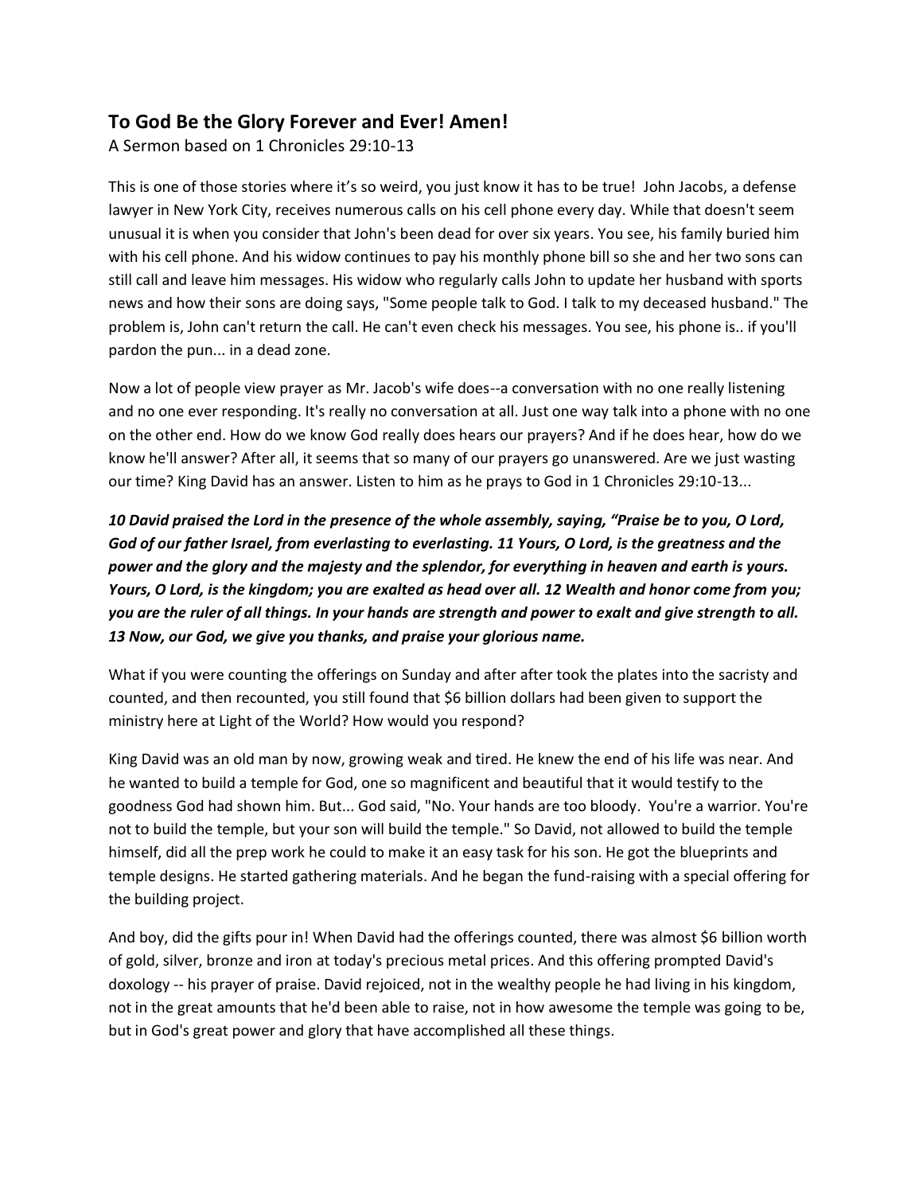## To God Be the Glory Forever and Ever! Amen!

A Sermon based on 1 Chronicles 29:10-13

This is one of those stories where it's so weird, you just know it has to be true! John Jacobs, a defense lawyer in New York City, receives numerous calls on his cell phone every day. While that doesn't seem unusual it is when you consider that John's been dead for over six years. You see, his family buried him with his cell phone. And his widow continues to pay his monthly phone bill so she and her two sons can still call and leave him messages. His widow who regularly calls John to update her husband with sports news and how their sons are doing says, "Some people talk to God. I talk to my deceased husband." The problem is, John can't return the call. He can't even check his messages. You see, his phone is.. if you'll pardon the pun... in a dead zone.

Now a lot of people view prayer as Mr. Jacob's wife does--a conversation with no one really listening and no one ever responding. It's really no conversation at all. Just one way talk into a phone with no one on the other end. How do we know God really does hears our prayers? And if he does hear, how do we know he'll answer? After all, it seems that so many of our prayers go unanswered. Are we just wasting our time? King David has an answer. Listen to him as he prays to God in 1 Chronicles 29:10-13...

***10 David praised the Lord in the presence of the whole assembly, saying, "Praise be to you, O Lord, God of our father Israel, from everlasting to everlasting. 11 Yours, O Lord, is the greatness and the power and the glory and the majesty and the splendor, for everything in heaven and earth is yours. Yours, O Lord, is the kingdom; you are exalted as head over all. 12 Wealth and honor come from you; you are the ruler of all things. In your hands are strength and power to exalt and give strength to all. 13 Now, our God, we give you thanks, and praise your glorious name.***

What if you were counting the offerings on Sunday and after after took the plates into the sacristy and counted, and then recounted, you still found that $6 billion dollars had been given to support the ministry here at Light of the World? How would you respond?

King David was an old man by now, growing weak and tired. He knew the end of his life was near. And he wanted to build a temple for God, one so magnificent and beautiful that it would testify to the goodness God had shown him. But... God said, "No. Your hands are too bloody. You're a warrior. You're not to build the temple, but your son will build the temple." So David, not allowed to build the temple himself, did all the prep work he could to make it an easy task for his son. He got the blueprints and temple designs. He started gathering materials. And he began the fund-raising with a special offering for the building project.

And boy, did the gifts pour in! When David had the offerings counted, there was almost $6 billion worth of gold, silver, bronze and iron at today's precious metal prices. And this offering prompted David's doxology -- his prayer of praise. David rejoiced, not in the wealthy people he had living in his kingdom, not in the great amounts that he'd been able to raise, not in how awesome the temple was going to be, but in God's great power and glory that have accomplished all these things.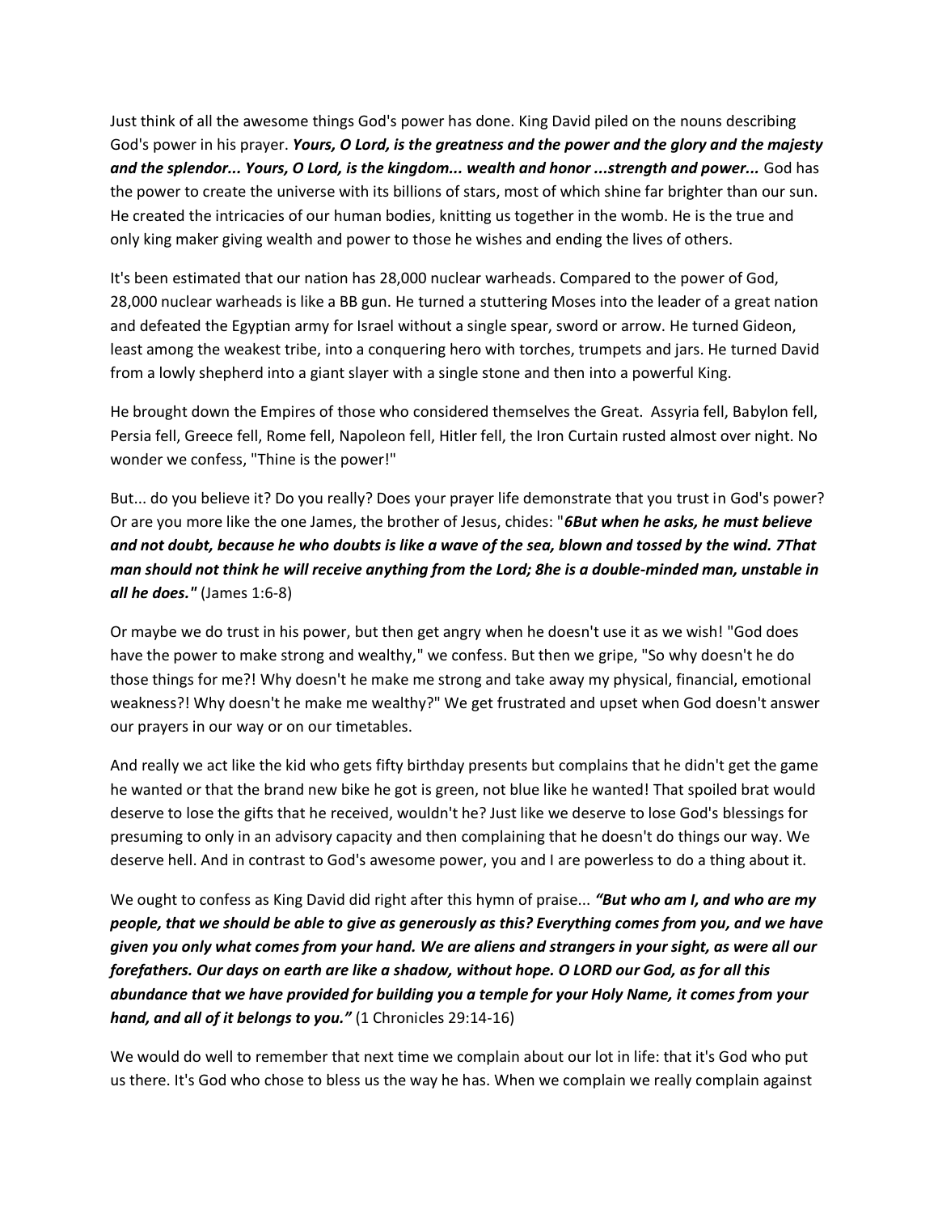Just think of all the awesome things God's power has done. King David piled on the nouns describing God's power in his prayer. ***Yours, O Lord, is the greatness and the power and the glory and the majesty and the splendor... Yours, O Lord, is the kingdom... wealth and honor ...strength and power...*** God has the power to create the universe with its billions of stars, most of which shine far brighter than our sun. He created the intricacies of our human bodies, knitting us together in the womb. He is the true and only king maker giving wealth and power to those he wishes and ending the lives of others.

It's been estimated that our nation has 28,000 nuclear warheads. Compared to the power of God, 28,000 nuclear warheads is like a BB gun. He turned a stuttering Moses into the leader of a great nation and defeated the Egyptian army for Israel without a single spear, sword or arrow. He turned Gideon, least among the weakest tribe, into a conquering hero with torches, trumpets and jars. He turned David from a lowly shepherd into a giant slayer with a single stone and then into a powerful King.

He brought down the Empires of those who considered themselves the Great. Assyria fell, Babylon fell, Persia fell, Greece fell, Rome fell, Napoleon fell, Hitler fell, the Iron Curtain rusted almost over night. No wonder we confess, "Thine is the power!"

But... do you believe it? Do you really? Does your prayer life demonstrate that you trust in God's power? Or are you more like the one James, the brother of Jesus, chides: "***6But when he asks, he must believe and not doubt, because he who doubts is like a wave of the sea, blown and tossed by the wind. 7That man should not think he will receive anything from the Lord; 8he is a double-minded man, unstable in all he does."*** (James 1:6-8)

Or maybe we do trust in his power, but then get angry when he doesn't use it as we wish! "God does have the power to make strong and wealthy," we confess. But then we gripe, "So why doesn't he do those things for me?! Why doesn't he make me strong and take away my physical, financial, emotional weakness?! Why doesn't he make me wealthy?" We get frustrated and upset when God doesn't answer our prayers in our way or on our timetables.

And really we act like the kid who gets fifty birthday presents but complains that he didn't get the game he wanted or that the brand new bike he got is green, not blue like he wanted! That spoiled brat would deserve to lose the gifts that he received, wouldn't he? Just like we deserve to lose God's blessings for presuming to only in an advisory capacity and then complaining that he doesn't do things our way. We deserve hell. And in contrast to God's awesome power, you and I are powerless to do a thing about it.

We ought to confess as King David did right after this hymn of praise... ***"But who am I, and who are my people, that we should be able to give as generously as this? Everything comes from you, and we have given you only what comes from your hand. We are aliens and strangers in your sight, as were all our forefathers. Our days on earth are like a shadow, without hope. O LORD our God, as for all this abundance that we have provided for building you a temple for your Holy Name, it comes from your hand, and all of it belongs to you."*** (1 Chronicles 29:14-16)

We would do well to remember that next time we complain about our lot in life: that it's God who put us there. It's God who chose to bless us the way he has. When we complain we really complain against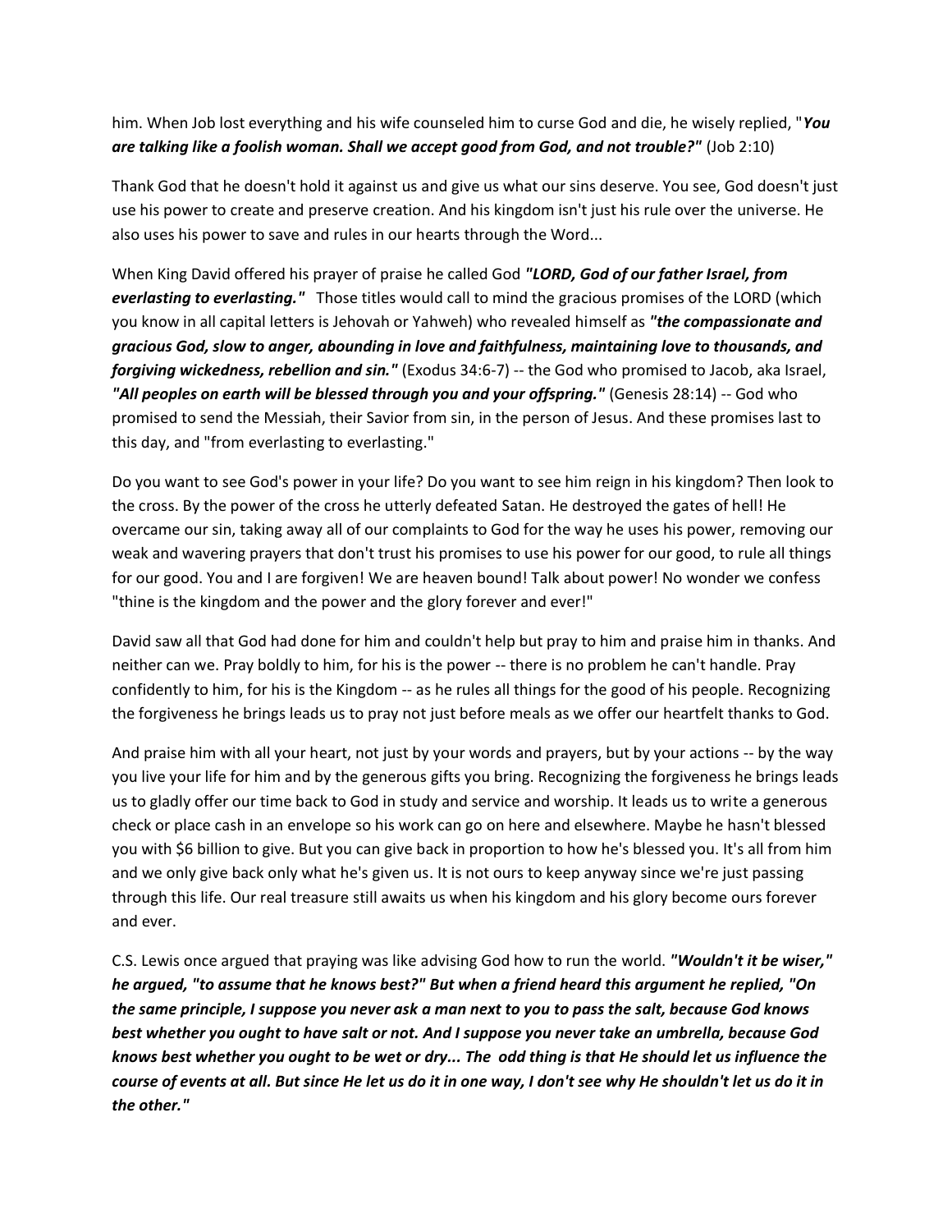him. When Job lost everything and his wife counseled him to curse God and die, he wisely replied, "***You are talking like a foolish woman. Shall we accept good from God, and not trouble?"*** (Job 2:10)

Thank God that he doesn't hold it against us and give us what our sins deserve. You see, God doesn't just use his power to create and preserve creation. And his kingdom isn't just his rule over the universe. He also uses his power to save and rules in our hearts through the Word...

When King David offered his prayer of praise he called God ***"LORD, God of our father Israel, from everlasting to everlasting."*** Those titles would call to mind the gracious promises of the LORD (which you know in all capital letters is Jehovah or Yahweh) who revealed himself as ***"the compassionate and gracious God, slow to anger, abounding in love and faithfulness, maintaining love to thousands, and forgiving wickedness, rebellion and sin."*** (Exodus 34:6-7) -- the God who promised to Jacob, aka Israel, ***"All peoples on earth will be blessed through you and your offspring."*** (Genesis 28:14) -- God who promised to send the Messiah, their Savior from sin, in the person of Jesus. And these promises last to this day, and "from everlasting to everlasting."

Do you want to see God's power in your life? Do you want to see him reign in his kingdom? Then look to the cross. By the power of the cross he utterly defeated Satan. He destroyed the gates of hell! He overcame our sin, taking away all of our complaints to God for the way he uses his power, removing our weak and wavering prayers that don't trust his promises to use his power for our good, to rule all things for our good. You and I are forgiven! We are heaven bound! Talk about power! No wonder we confess "thine is the kingdom and the power and the glory forever and ever!"

David saw all that God had done for him and couldn't help but pray to him and praise him in thanks. And neither can we. Pray boldly to him, for his is the power -- there is no problem he can't handle. Pray confidently to him, for his is the Kingdom -- as he rules all things for the good of his people. Recognizing the forgiveness he brings leads us to pray not just before meals as we offer our heartfelt thanks to God.

And praise him with all your heart, not just by your words and prayers, but by your actions -- by the way you live your life for him and by the generous gifts you bring. Recognizing the forgiveness he brings leads us to gladly offer our time back to God in study and service and worship. It leads us to write a generous check or place cash in an envelope so his work can go on here and elsewhere. Maybe he hasn't blessed you with $6 billion to give. But you can give back in proportion to how he's blessed you. It's all from him and we only give back only what he's given us. It is not ours to keep anyway since we're just passing through this life. Our real treasure still awaits us when his kingdom and his glory become ours forever and ever.

C.S. Lewis once argued that praying was like advising God how to run the world. ***"Wouldn't it be wiser," he argued, "to assume that he knows best?" But when a friend heard this argument he replied, "On the same principle, I suppose you never ask a man next to you to pass the salt, because God knows best whether you ought to have salt or not. And I suppose you never take an umbrella, because God knows best whether you ought to be wet or dry... The odd thing is that He should let us influence the course of events at all. But since He let us do it in one way, I don't see why He shouldn't let us do it in the other."***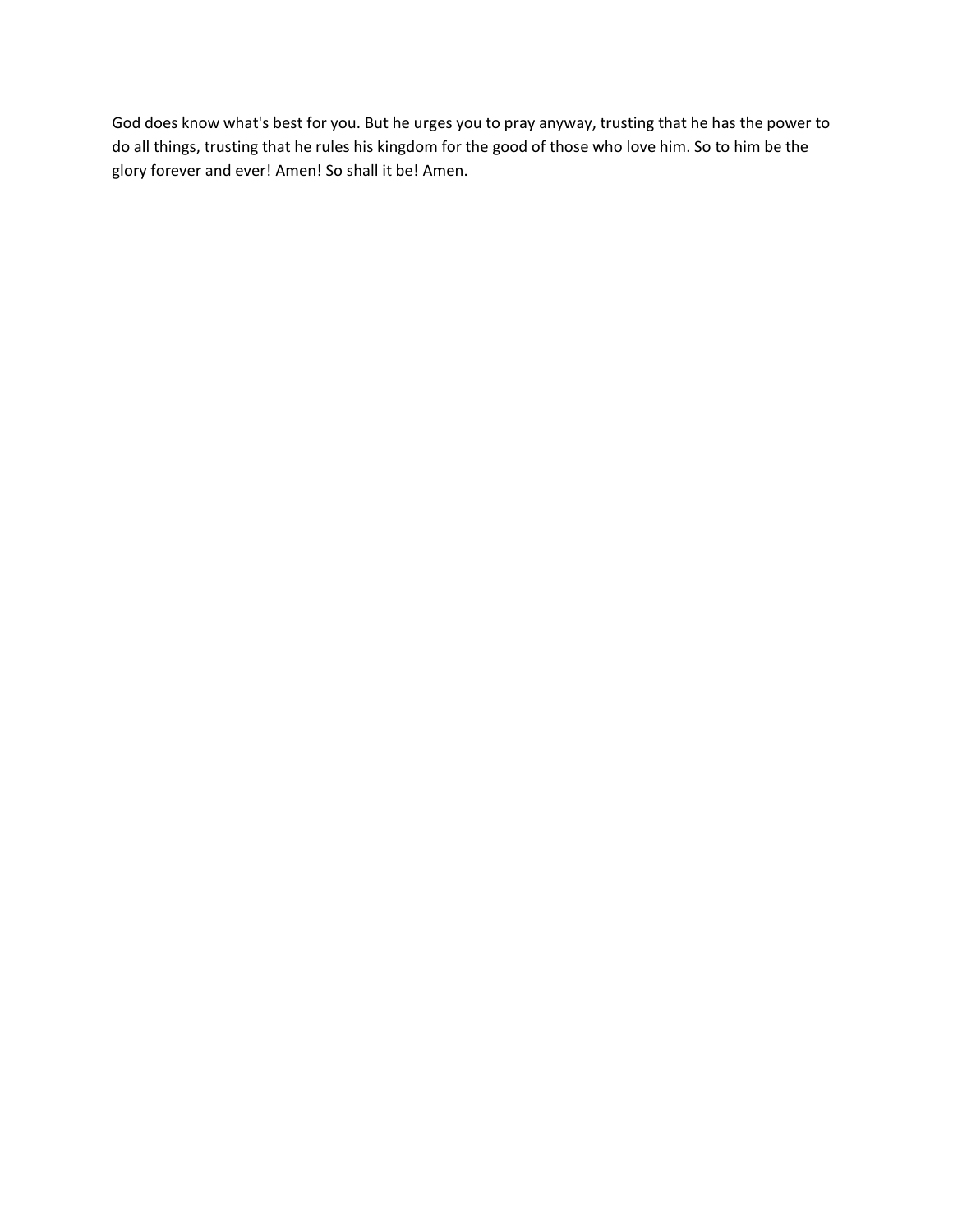God does know what's best for you. But he urges you to pray anyway, trusting that he has the power to do all things, trusting that he rules his kingdom for the good of those who love him. So to him be the glory forever and ever! Amen! So shall it be! Amen.